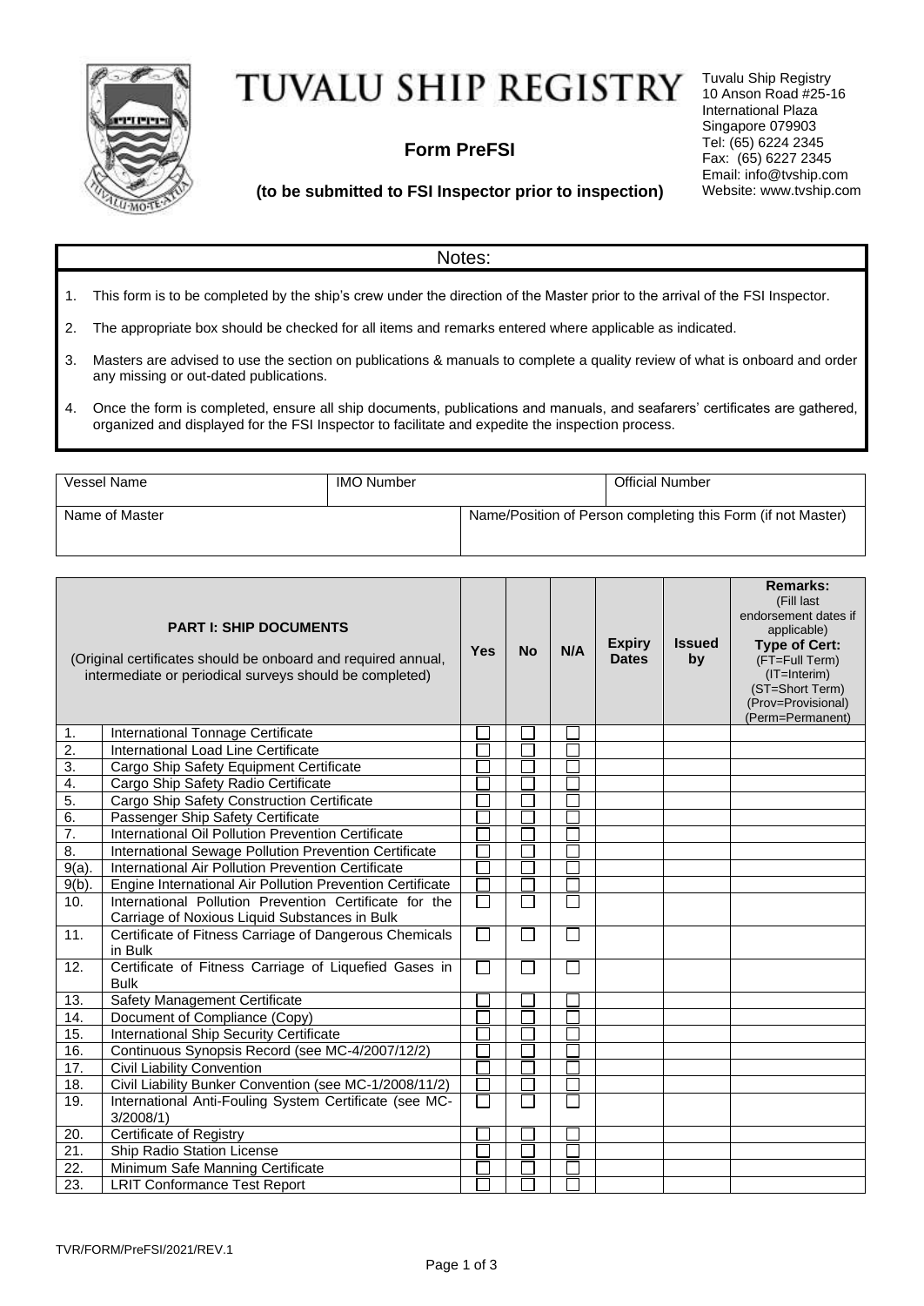# TUVALU SHIP REGISTRY

Tuvalu Ship Registry
10 Anson Road #25-16
International Plaza
Singapore 079903
Tel: (65) 6224 2345
Fax: (65) 6227 2345
Email: info@tvship.com
Website: www.tvship.com

## Form PreFSI

**(to be submitted to FSI Inspector prior to inspection)**

### Notes:

1. This form is to be completed by the ship's crew under the direction of the Master prior to the arrival of the FSI Inspector.
2. The appropriate box should be checked for all items and remarks entered where applicable as indicated.
3. Masters are advised to use the section on publications & manuals to complete a quality review of what is onboard and order any missing or out-dated publications.
4. Once the form is completed, ensure all ship documents, publications and manuals, and seafarers' certificates are gathered, organized and displayed for the FSI Inspector to facilitate and expedite the inspection process.

| Vessel Name | IMO Number | Official Number |
|---|---|---|
| Name of Master | Name/Position of Person completing this Form (if not Master) | |

| | **PART I: SHIP DOCUMENTS** (Original certificates should be onboard and required annual, intermediate or periodical surveys should be completed) | **Yes** | **No** | **N/A** | **Expiry Dates** | **Issued by** | **Remarks:** (Fill last endorsement dates if applicable) **Type of Cert:** (FT=Full Term) (IT=Interim) (ST=Short Term) (Prov=Provisional) (Perm=Permanent) |
|---|---|---|---|---|---|---|---|
| 1. | International Tonnage Certificate | ☐ | ☐ | ☐ | | | |
| 2. | International Load Line Certificate | ☐ | ☐ | ☐ | | | |
| 3. | Cargo Ship Safety Equipment Certificate | ☐ | ☐ | ☐ | | | |
| 4. | Cargo Ship Safety Radio Certificate | ☐ | ☐ | ☐ | | | |
| 5. | Cargo Ship Safety Construction Certificate | ☐ | ☐ | ☐ | | | |
| 6. | Passenger Ship Safety Certificate | ☐ | ☐ | ☐ | | | |
| 7. | International Oil Pollution Prevention Certificate | ☐ | ☐ | ☐ | | | |
| 8. | International Sewage Pollution Prevention Certificate | ☐ | ☐ | ☐ | | | |
| 9(a). | International Air Pollution Prevention Certificate | ☐ | ☐ | ☐ | | | |
| 9(b). | Engine International Air Pollution Prevention Certificate | ☐ | ☐ | ☐ | | | |
| 10. | International Pollution Prevention Certificate for the Carriage of Noxious Liquid Substances in Bulk | ☐ | ☐ | ☐ | | | |
| 11. | Certificate of Fitness Carriage of Dangerous Chemicals in Bulk | ☐ | ☐ | ☐ | | | |
| 12. | Certificate of Fitness Carriage of Liquefied Gases in Bulk | ☐ | ☐ | ☐ | | | |
| 13. | Safety Management Certificate | ☐ | ☐ | ☐ | | | |
| 14. | Document of Compliance (Copy) | ☐ | ☐ | ☐ | | | |
| 15. | International Ship Security Certificate | ☐ | ☐ | ☐ | | | |
| 16. | Continuous Synopsis Record (see MC-4/2007/12/2) | ☐ | ☐ | ☐ | | | |
| 17. | Civil Liability Convention | ☐ | ☐ | ☐ | | | |
| 18. | Civil Liability Bunker Convention (see MC-1/2008/11/2) | ☐ | ☐ | ☐ | | | |
| 19. | International Anti-Fouling System Certificate (see MC-3/2008/1) | ☐ | ☐ | ☐ | | | |
| 20. | Certificate of Registry | ☐ | ☐ | ☐ | | | |
| 21. | Ship Radio Station License | ☐ | ☐ | ☐ | | | |
| 22. | Minimum Safe Manning Certificate | ☐ | ☐ | ☐ | | | |
| 23. | LRIT Conformance Test Report | ☐ | ☐ | ☐ | | | |

TVR/FORM/PreFSI/2021/REV.1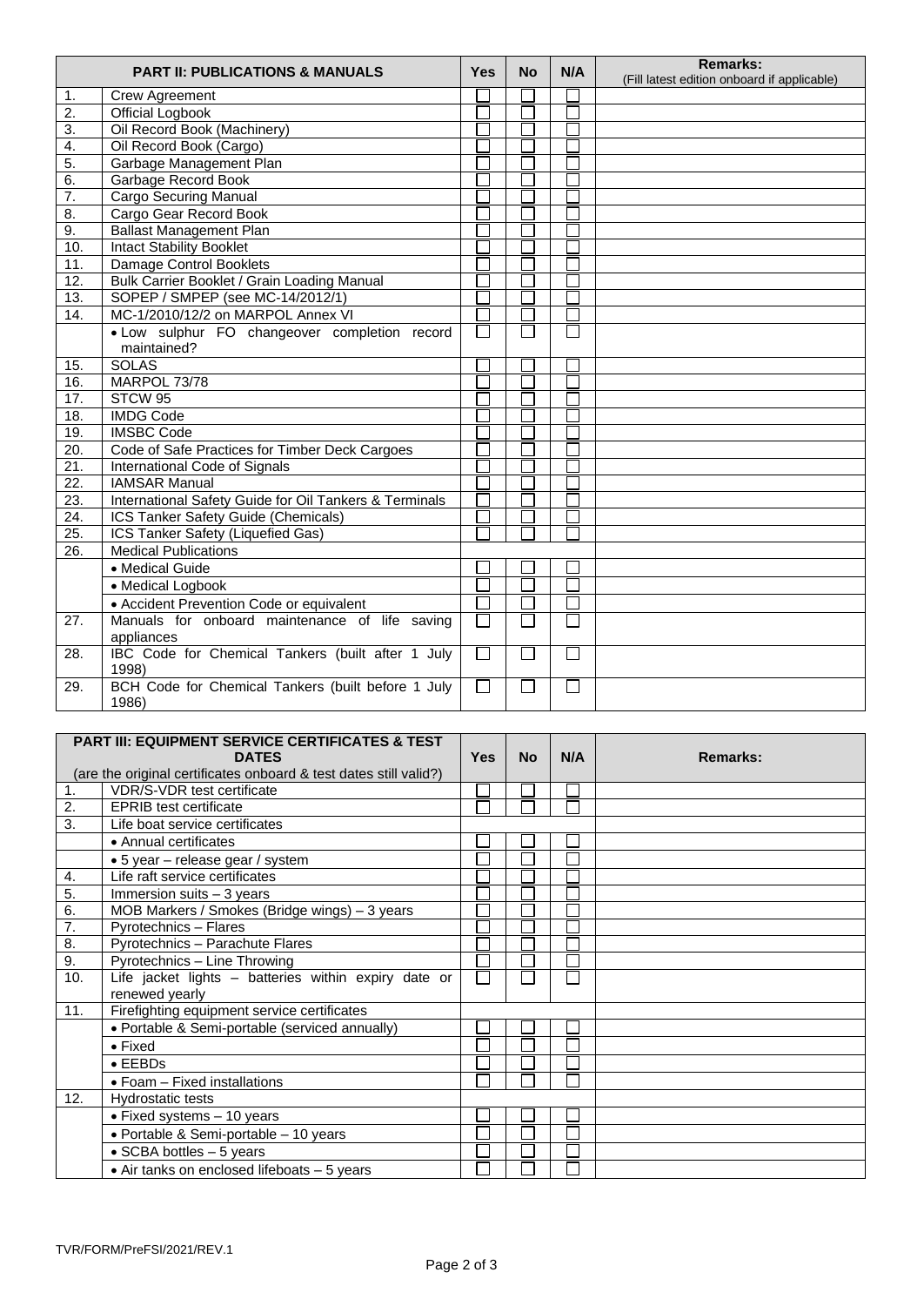| PART II: PUBLICATIONS & MANUALS | | Yes | No | N/A | Remarks: (Fill latest edition onboard if applicable) |
|---|---|---|---|---|---|
| 1. | Crew Agreement | ☐ | ☐ | ☐ | |
| 2. | Official Logbook | ☐ | ☐ | ☐ | |
| 3. | Oil Record Book (Machinery) | ☐ | ☐ | ☐ | |
| 4. | Oil Record Book (Cargo) | ☐ | ☐ | ☐ | |
| 5. | Garbage Management Plan | ☐ | ☐ | ☐ | |
| 6. | Garbage Record Book | ☐ | ☐ | ☐ | |
| 7. | Cargo Securing Manual | ☐ | ☐ | ☐ | |
| 8. | Cargo Gear Record Book | ☐ | ☐ | ☐ | |
| 9. | Ballast Management Plan | ☐ | ☐ | ☐ | |
| 10. | Intact Stability Booklet | ☐ | ☐ | ☐ | |
| 11. | Damage Control Booklets | ☐ | ☐ | ☐ | |
| 12. | Bulk Carrier Booklet / Grain Loading Manual | ☐ | ☐ | ☐ | |
| 13. | SOPEP / SMPEP (see MC-14/2012/1) | ☐ | ☐ | ☐ | |
| 14. | MC-1/2010/12/2 on MARPOL Annex VI | ☐ | ☐ | ☐ | |
| | • Low sulphur FO changeover completion record maintained? | ☐ | ☐ | ☐ | |
| 15. | SOLAS | ☐ | ☐ | ☐ | |
| 16. | MARPOL 73/78 | ☐ | ☐ | ☐ | |
| 17. | STCW 95 | ☐ | ☐ | ☐ | |
| 18. | IMDG Code | ☐ | ☐ | ☐ | |
| 19. | IMSBC Code | ☐ | ☐ | ☐ | |
| 20. | Code of Safe Practices for Timber Deck Cargoes | ☐ | ☐ | ☐ | |
| 21. | International Code of Signals | ☐ | ☐ | ☐ | |
| 22. | IAMSAR Manual | ☐ | ☐ | ☐ | |
| 23. | International Safety Guide for Oil Tankers & Terminals | ☐ | ☐ | ☐ | |
| 24. | ICS Tanker Safety Guide (Chemicals) | ☐ | ☐ | ☐ | |
| 25. | ICS Tanker Safety (Liquefied Gas) | ☐ | ☐ | ☐ | |
| 26. | Medical Publications | | | | |
| | • Medical Guide | ☐ | ☐ | ☐ | |
| | • Medical Logbook | ☐ | ☐ | ☐ | |
| | • Accident Prevention Code or equivalent | ☐ | ☐ | ☐ | |
| 27. | Manuals for onboard maintenance of life saving appliances | ☐ | ☐ | ☐ | |
| 28. | IBC Code for Chemical Tankers (built after 1 July 1998) | ☐ | ☐ | ☐ | |
| 29. | BCH Code for Chemical Tankers (built before 1 July 1986) | ☐ | ☐ | ☐ | |

| PART III: EQUIPMENT SERVICE CERTIFICATES & TEST DATES (are the original certificates onboard & test dates still valid?) | | Yes | No | N/A | Remarks: |
|---|---|---|---|---|---|
| 1. | VDR/S-VDR test certificate | ☐ | ☐ | ☐ | |
| 2. | EPRIB test certificate | ☐ | ☐ | ☐ | |
| 3. | Life boat service certificates | | | | |
| | • Annual certificates | ☐ | ☐ | ☐ | |
| | • 5 year – release gear / system | ☐ | ☐ | ☐ | |
| 4. | Life raft service certificates | ☐ | ☐ | ☐ | |
| 5. | Immersion suits – 3 years | ☐ | ☐ | ☐ | |
| 6. | MOB Markers / Smokes (Bridge wings) – 3 years | ☐ | ☐ | ☐ | |
| 7. | Pyrotechnics – Flares | ☐ | ☐ | ☐ | |
| 8. | Pyrotechnics – Parachute Flares | ☐ | ☐ | ☐ | |
| 9. | Pyrotechnics – Line Throwing | ☐ | ☐ | ☐ | |
| 10. | Life jacket lights – batteries within expiry date or renewed yearly | ☐ | ☐ | ☐ | |
| 11. | Firefighting equipment service certificates | | | | |
| | • Portable & Semi-portable (serviced annually) | ☐ | ☐ | ☐ | |
| | • Fixed | ☐ | ☐ | ☐ | |
| | • EEBDs | ☐ | ☐ | ☐ | |
| | • Foam – Fixed installations | ☐ | ☐ | ☐ | |
| 12. | Hydrostatic tests | | | | |
| | • Fixed systems – 10 years | ☐ | ☐ | ☐ | |
| | • Portable & Semi-portable – 10 years | ☐ | ☐ | ☐ | |
| | • SCBA bottles – 5 years | ☐ | ☐ | ☐ | |
| | • Air tanks on enclosed lifeboats – 5 years | ☐ | ☐ | ☐ | |

TVR/FORM/PreFSI/2021/REV.1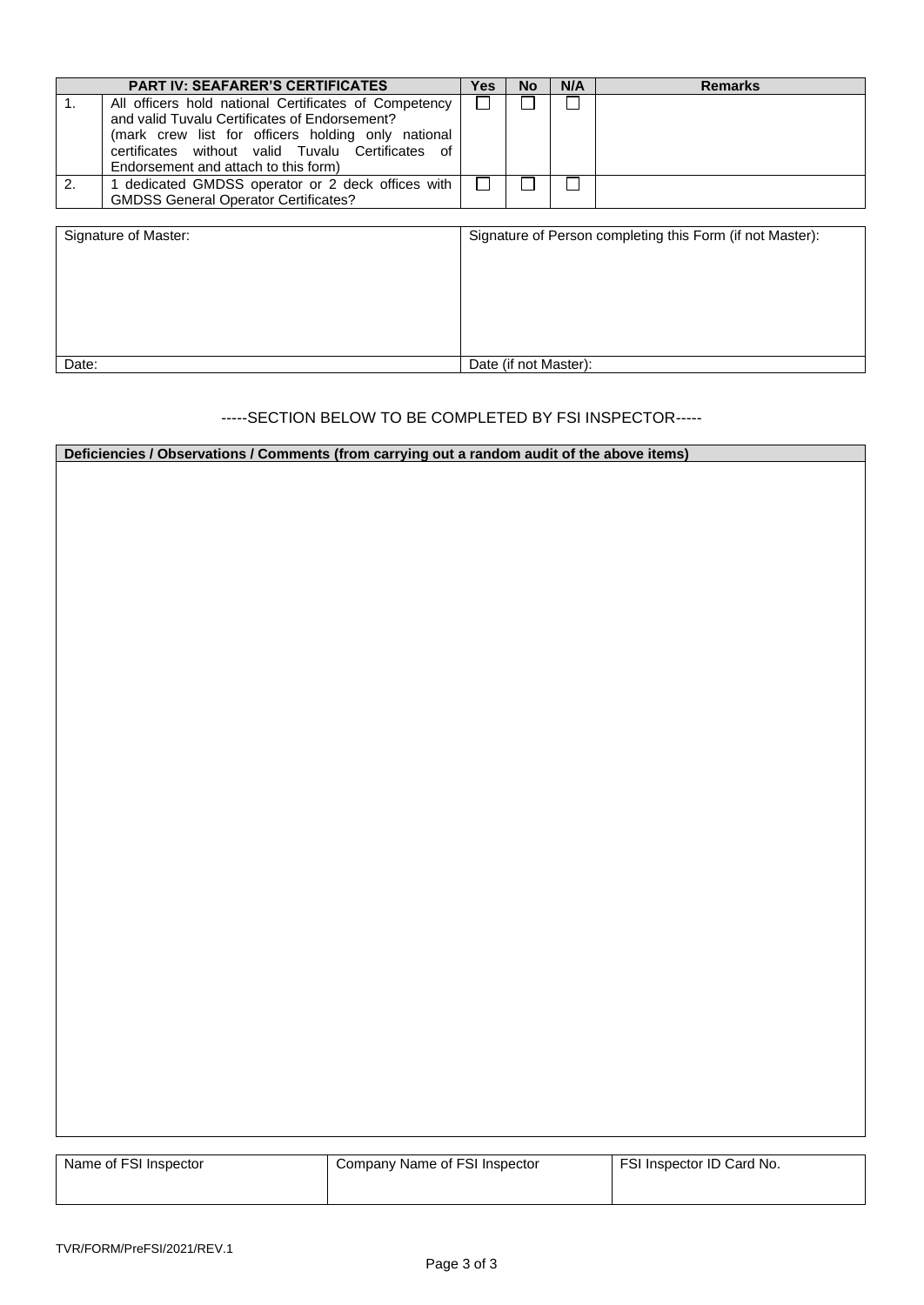| | PART IV: SEAFARER'S CERTIFICATES | Yes | No | N/A | Remarks |
|---|---|---|---|---|---|
| 1. | All officers hold national Certificates of Competency and valid Tuvalu Certificates of Endorsement? (mark crew list for officers holding only national certificates without valid Tuvalu Certificates of Endorsement and attach to this form) | ☐ | ☐ | ☐ | |
| 2. | 1 dedicated GMDSS operator or 2 deck offices with GMDSS General Operator Certificates? | ☐ | ☐ | ☐ | |

| Signature of Master: | Signature of Person completing this Form (if not Master): |
|---|---|
| Date: | Date (if not Master): |

-----SECTION BELOW TO BE COMPLETED BY FSI INSPECTOR-----

| Deficiencies / Observations / Comments (from carrying out a random audit of the above items) |
|---|
| |

| Name of FSI Inspector | Company Name of FSI Inspector | FSI Inspector ID Card No. |
|---|---|---|
| | | |

TVR/FORM/PreFSI/2021/REV.1